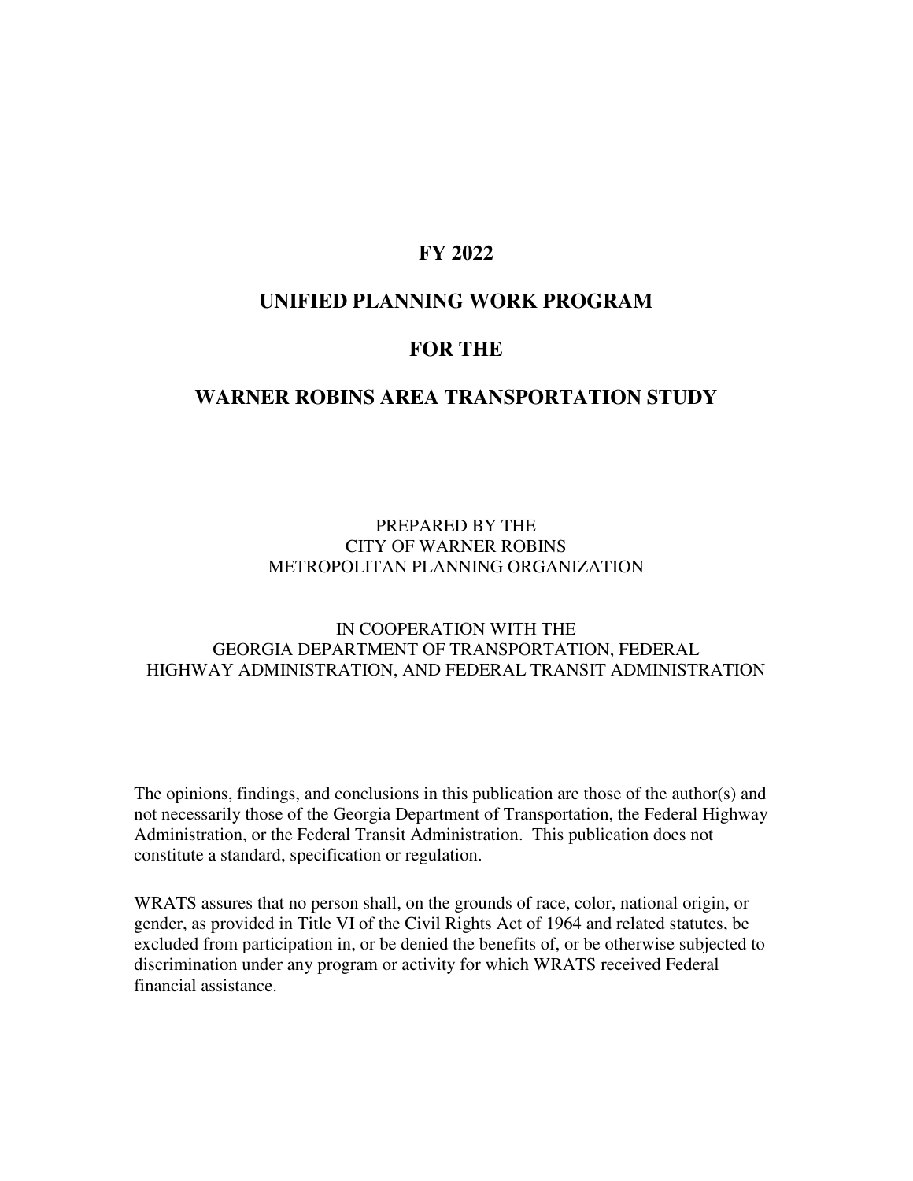# FY 2022

# UNIFIED PLANNING WORK PROGRAM

# FOR THE

# WARNER ROBINS AREA TRANSPORTATION STUDY

PREPARED BY THE
CITY OF WARNER ROBINS
METROPOLITAN PLANNING ORGANIZATION

IN COOPERATION WITH THE
GEORGIA DEPARTMENT OF TRANSPORTATION, FEDERAL HIGHWAY ADMINISTRATION, AND FEDERAL TRANSIT ADMINISTRATION

The opinions, findings, and conclusions in this publication are those of the author(s) and not necessarily those of the Georgia Department of Transportation, the Federal Highway Administration, or the Federal Transit Administration. This publication does not constitute a standard, specification or regulation.

WRATS assures that no person shall, on the grounds of race, color, national origin, or gender, as provided in Title VI of the Civil Rights Act of 1964 and related statutes, be excluded from participation in, or be denied the benefits of, or be otherwise subjected to discrimination under any program or activity for which WRATS received Federal financial assistance.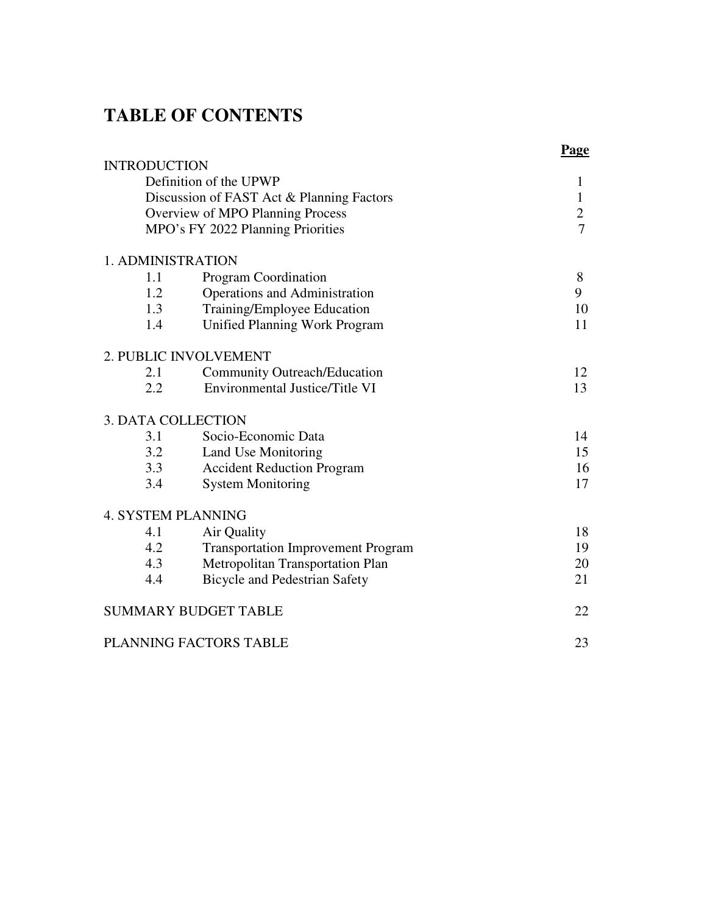# TABLE OF CONTENTS

| | | Page |
|---|---|---|
| INTRODUCTION | | |
| | Definition of the UPWP | 1 |
| | Discussion of FAST Act & Planning Factors | 1 |
| | Overview of MPO Planning Process | 2 |
| | MPO's FY 2022 Planning Priorities | 7 |
| 1. ADMINISTRATION | | |
| 1.1 | Program Coordination | 8 |
| 1.2 | Operations and Administration | 9 |
| 1.3 | Training/Employee Education | 10 |
| 1.4 | Unified Planning Work Program | 11 |
| 2. PUBLIC INVOLVEMENT | | |
| 2.1 | Community Outreach/Education | 12 |
| 2.2 | Environmental Justice/Title VI | 13 |
| 3. DATA COLLECTION | | |
| 3.1 | Socio-Economic Data | 14 |
| 3.2 | Land Use Monitoring | 15 |
| 3.3 | Accident Reduction Program | 16 |
| 3.4 | System Monitoring | 17 |
| 4. SYSTEM PLANNING | | |
| 4.1 | Air Quality | 18 |
| 4.2 | Transportation Improvement Program | 19 |
| 4.3 | Metropolitan Transportation Plan | 20 |
| 4.4 | Bicycle and Pedestrian Safety | 21 |
| SUMMARY BUDGET TABLE | | 22 |
| PLANNING FACTORS TABLE | | 23 |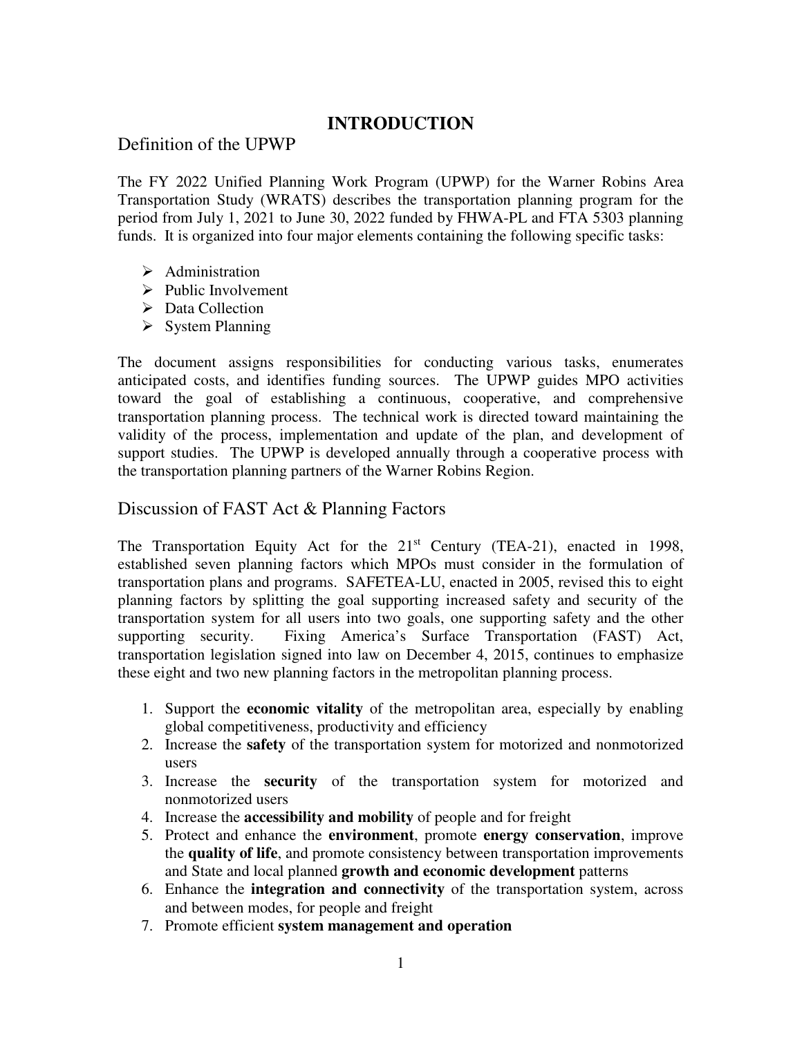# INTRODUCTION

## Definition of the UPWP

The FY 2022 Unified Planning Work Program (UPWP) for the Warner Robins Area Transportation Study (WRATS) describes the transportation planning program for the period from July 1, 2021 to June 30, 2022 funded by FHWA-PL and FTA 5303 planning funds. It is organized into four major elements containing the following specific tasks:

- Administration
- Public Involvement
- Data Collection
- System Planning

The document assigns responsibilities for conducting various tasks, enumerates anticipated costs, and identifies funding sources. The UPWP guides MPO activities toward the goal of establishing a continuous, cooperative, and comprehensive transportation planning process. The technical work is directed toward maintaining the validity of the process, implementation and update of the plan, and development of support studies. The UPWP is developed annually through a cooperative process with the transportation planning partners of the Warner Robins Region.

## Discussion of FAST Act & Planning Factors

The Transportation Equity Act for the 21st Century (TEA-21), enacted in 1998, established seven planning factors which MPOs must consider in the formulation of transportation plans and programs. SAFETEA-LU, enacted in 2005, revised this to eight planning factors by splitting the goal supporting increased safety and security of the transportation system for all users into two goals, one supporting safety and the other supporting security. Fixing America's Surface Transportation (FAST) Act, transportation legislation signed into law on December 4, 2015, continues to emphasize these eight and two new planning factors in the metropolitan planning process.

1. Support the **economic vitality** of the metropolitan area, especially by enabling global competitiveness, productivity and efficiency
2. Increase the **safety** of the transportation system for motorized and nonmotorized users
3. Increase the **security** of the transportation system for motorized and nonmotorized users
4. Increase the **accessibility and mobility** of people and for freight
5. Protect and enhance the **environment**, promote **energy conservation**, improve the **quality of life**, and promote consistency between transportation improvements and State and local planned **growth and economic development** patterns
6. Enhance the **integration and connectivity** of the transportation system, across and between modes, for people and freight
7. Promote efficient **system management and operation**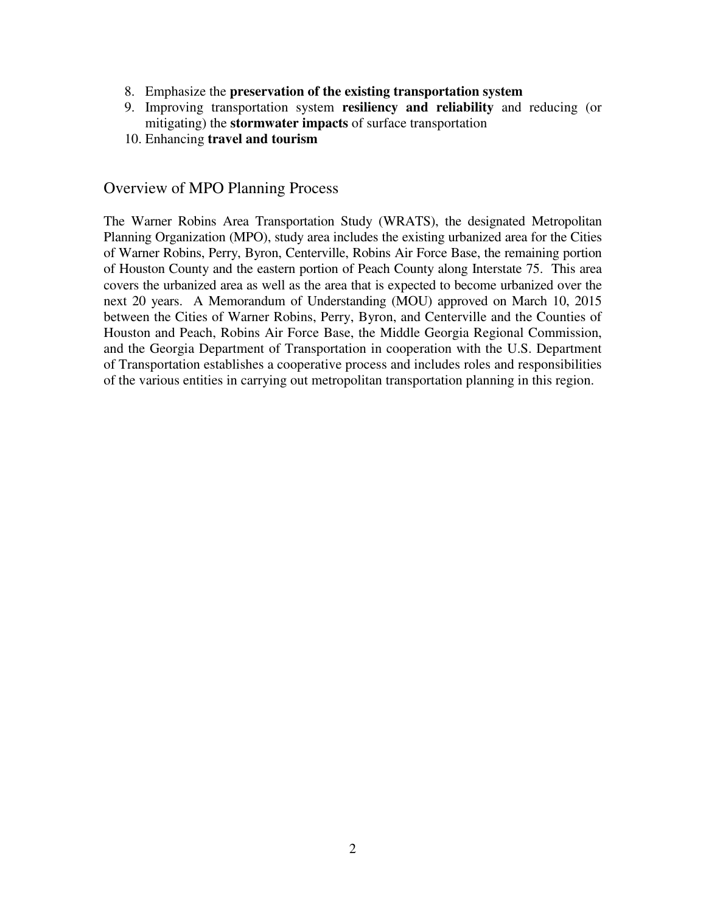8. Emphasize the **preservation of the existing transportation system**
9. Improving transportation system **resiliency and reliability** and reducing (or mitigating) the **stormwater impacts** of surface transportation
10. Enhancing **travel and tourism**

## Overview of MPO Planning Process

The Warner Robins Area Transportation Study (WRATS), the designated Metropolitan Planning Organization (MPO), study area includes the existing urbanized area for the Cities of Warner Robins, Perry, Byron, Centerville, Robins Air Force Base, the remaining portion of Houston County and the eastern portion of Peach County along Interstate 75. This area covers the urbanized area as well as the area that is expected to become urbanized over the next 20 years. A Memorandum of Understanding (MOU) approved on March 10, 2015 between the Cities of Warner Robins, Perry, Byron, and Centerville and the Counties of Houston and Peach, Robins Air Force Base, the Middle Georgia Regional Commission, and the Georgia Department of Transportation in cooperation with the U.S. Department of Transportation establishes a cooperative process and includes roles and responsibilities of the various entities in carrying out metropolitan transportation planning in this region.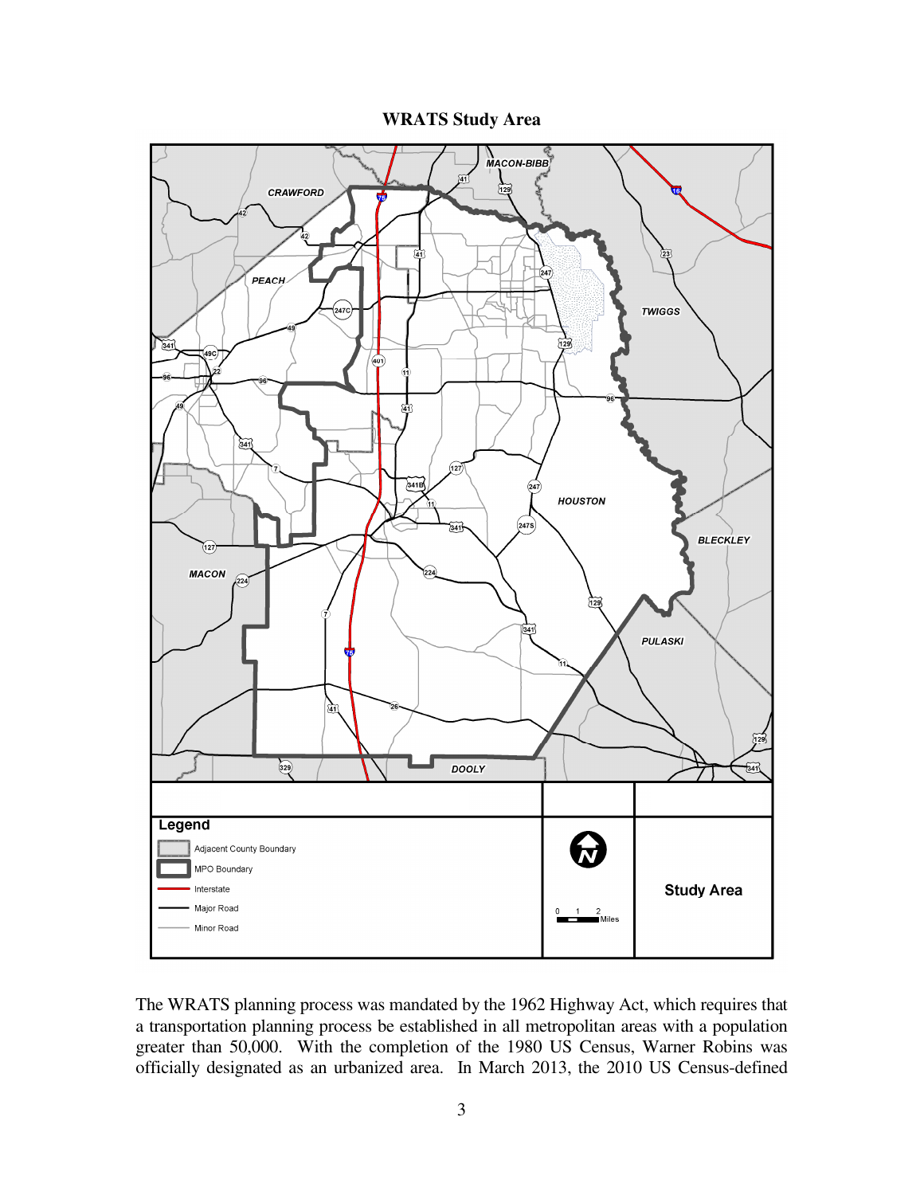**WRATS Study Area**

The WRATS planning process was mandated by the 1962 Highway Act, which requires that a transportation planning process be established in all metropolitan areas with a population greater than 50,000. With the completion of the 1980 US Census, Warner Robins was officially designated as an urbanized area. In March 2013, the 2010 US Census-defined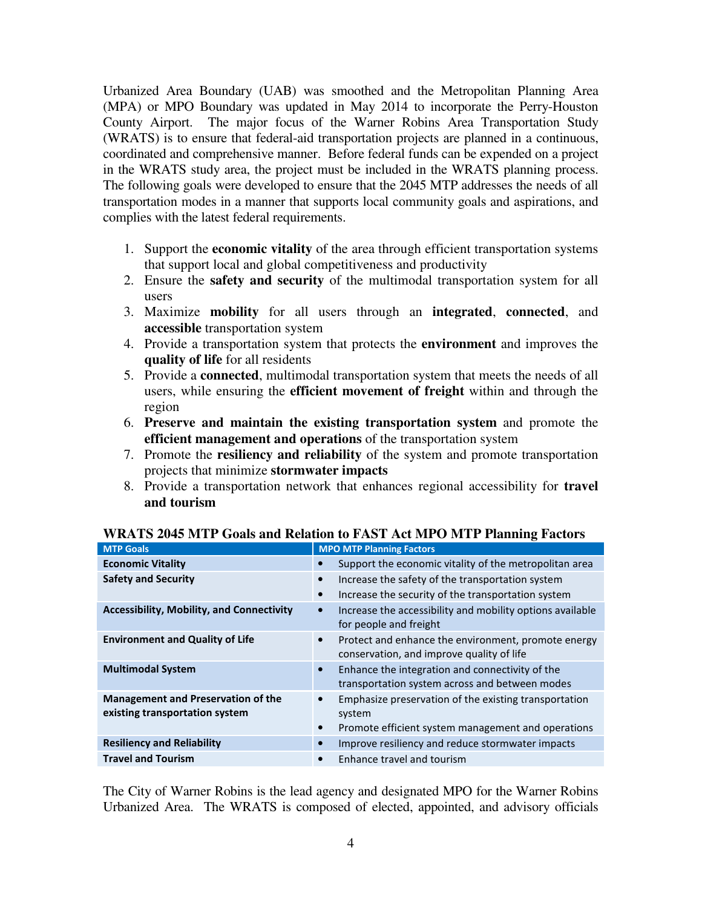Urbanized Area Boundary (UAB) was smoothed and the Metropolitan Planning Area (MPA) or MPO Boundary was updated in May 2014 to incorporate the Perry-Houston County Airport. The major focus of the Warner Robins Area Transportation Study (WRATS) is to ensure that federal-aid transportation projects are planned in a continuous, coordinated and comprehensive manner. Before federal funds can be expended on a project in the WRATS study area, the project must be included in the WRATS planning process. The following goals were developed to ensure that the 2045 MTP addresses the needs of all transportation modes in a manner that supports local community goals and aspirations, and complies with the latest federal requirements.

1. Support the **economic vitality** of the area through efficient transportation systems that support local and global competitiveness and productivity
2. Ensure the **safety and security** of the multimodal transportation system for all users
3. Maximize **mobility** for all users through an **integrated**, **connected**, and **accessible** transportation system
4. Provide a transportation system that protects the **environment** and improves the **quality of life** for all residents
5. Provide a **connected**, multimodal transportation system that meets the needs of all users, while ensuring the **efficient movement of freight** within and through the region
6. **Preserve and maintain the existing transportation system** and promote the **efficient management and operations** of the transportation system
7. Promote the **resiliency and reliability** of the system and promote transportation projects that minimize **stormwater impacts**
8. Provide a transportation network that enhances regional accessibility for **travel and tourism**

**WRATS 2045 MTP Goals and Relation to FAST Act MPO MTP Planning Factors**

| MTP Goals | MPO MTP Planning Factors |
|---|---|
| **Economic Vitality** | • Support the economic vitality of the metropolitan area |
| **Safety and Security** | • Increase the safety of the transportation system<br>• Increase the security of the transportation system |
| **Accessibility, Mobility, and Connectivity** | • Increase the accessibility and mobility options available for people and freight |
| **Environment and Quality of Life** | • Protect and enhance the environment, promote energy conservation, and improve quality of life |
| **Multimodal System** | • Enhance the integration and connectivity of the transportation system across and between modes |
| **Management and Preservation of the existing transportation system** | • Emphasize preservation of the existing transportation system<br>• Promote efficient system management and operations |
| **Resiliency and Reliability** | • Improve resiliency and reduce stormwater impacts |
| **Travel and Tourism** | • Enhance travel and tourism |

The City of Warner Robins is the lead agency and designated MPO for the Warner Robins Urbanized Area. The WRATS is composed of elected, appointed, and advisory officials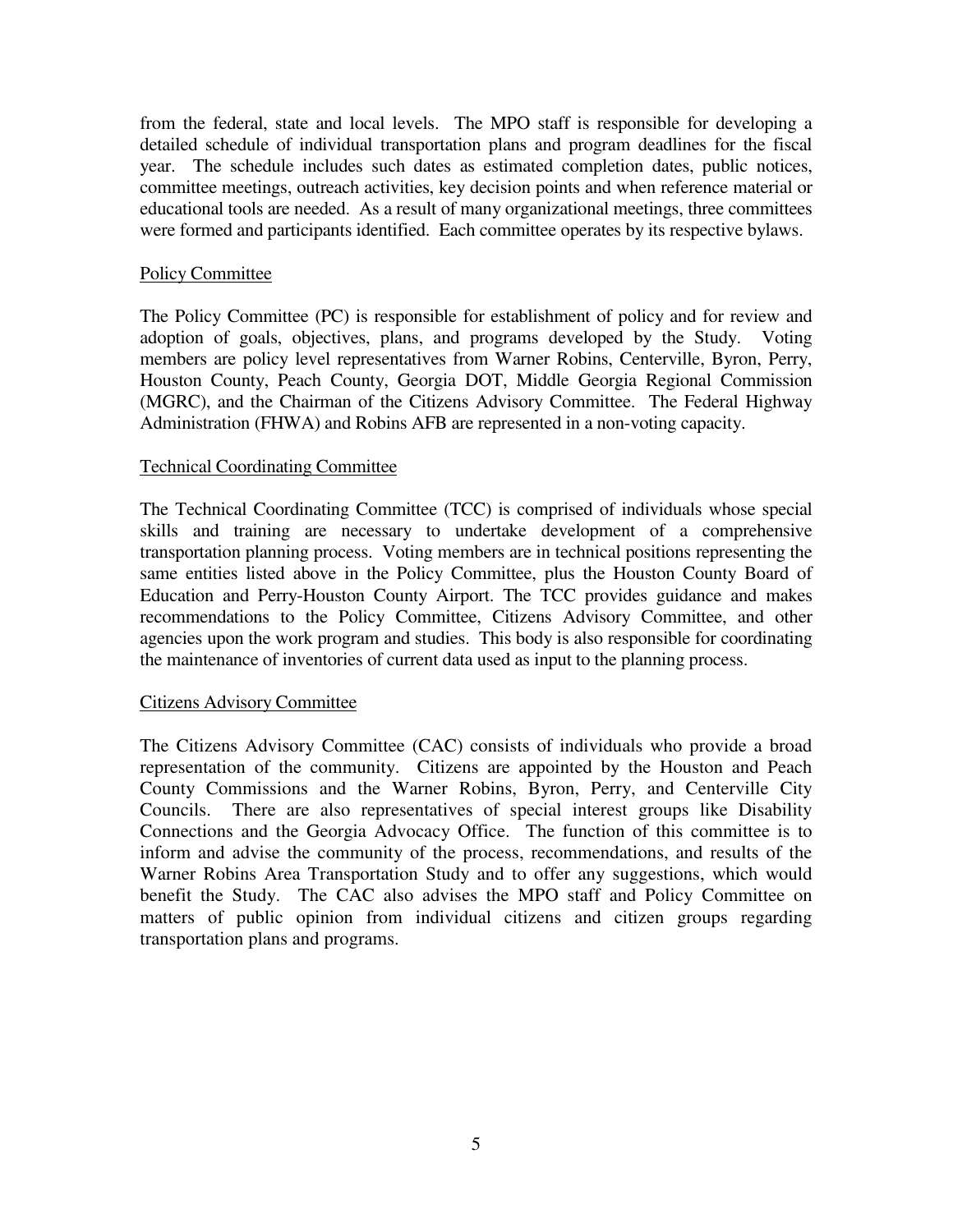from the federal, state and local levels. The MPO staff is responsible for developing a detailed schedule of individual transportation plans and program deadlines for the fiscal year. The schedule includes such dates as estimated completion dates, public notices, committee meetings, outreach activities, key decision points and when reference material or educational tools are needed. As a result of many organizational meetings, three committees were formed and participants identified. Each committee operates by its respective bylaws.

### Policy Committee

The Policy Committee (PC) is responsible for establishment of policy and for review and adoption of goals, objectives, plans, and programs developed by the Study. Voting members are policy level representatives from Warner Robins, Centerville, Byron, Perry, Houston County, Peach County, Georgia DOT, Middle Georgia Regional Commission (MGRC), and the Chairman of the Citizens Advisory Committee. The Federal Highway Administration (FHWA) and Robins AFB are represented in a non-voting capacity.

### Technical Coordinating Committee

The Technical Coordinating Committee (TCC) is comprised of individuals whose special skills and training are necessary to undertake development of a comprehensive transportation planning process. Voting members are in technical positions representing the same entities listed above in the Policy Committee, plus the Houston County Board of Education and Perry-Houston County Airport. The TCC provides guidance and makes recommendations to the Policy Committee, Citizens Advisory Committee, and other agencies upon the work program and studies. This body is also responsible for coordinating the maintenance of inventories of current data used as input to the planning process.

### Citizens Advisory Committee

The Citizens Advisory Committee (CAC) consists of individuals who provide a broad representation of the community. Citizens are appointed by the Houston and Peach County Commissions and the Warner Robins, Byron, Perry, and Centerville City Councils. There are also representatives of special interest groups like Disability Connections and the Georgia Advocacy Office. The function of this committee is to inform and advise the community of the process, recommendations, and results of the Warner Robins Area Transportation Study and to offer any suggestions, which would benefit the Study. The CAC also advises the MPO staff and Policy Committee on matters of public opinion from individual citizens and citizen groups regarding transportation plans and programs.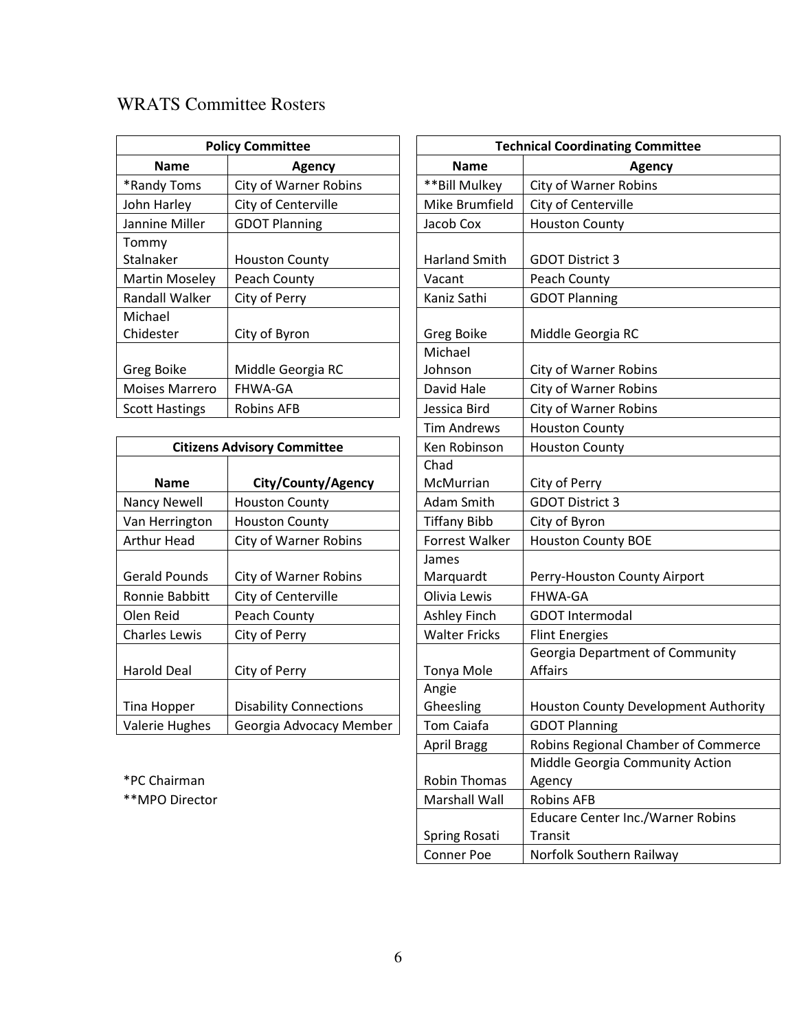# WRATS Committee Rosters

| Policy Committee | |
|---|---|
| **Name** | **Agency** |
| *Randy Toms | City of Warner Robins |
| John Harley | City of Centerville |
| Jannine Miller | GDOT Planning |
| Tommy Stalnaker | Houston County |
| Martin Moseley | Peach County |
| Randall Walker | City of Perry |
| Michael Chidester | City of Byron |
| Greg Boike | Middle Georgia RC |
| Moises Marrero | FHWA-GA |
| Scott Hastings | Robins AFB |

| Citizens Advisory Committee | |
|---|---|
| **Name** | **City/County/Agency** |
| Nancy Newell | Houston County |
| Van Herrington | Houston County |
| Arthur Head | City of Warner Robins |
| Gerald Pounds | City of Warner Robins |
| Ronnie Babbitt | City of Centerville |
| Olen Reid | Peach County |
| Charles Lewis | City of Perry |
| Harold Deal | City of Perry |
| Tina Hopper | Disability Connections |
| Valerie Hughes | Georgia Advocacy Member |

*PC Chairman
**MPO Director

| Technical Coordinating Committee | |
|---|---|
| **Name** | **Agency** |
| **Bill Mulkey | City of Warner Robins |
| Mike Brumfield | City of Centerville |
| Jacob Cox | Houston County |
| Harland Smith | GDOT District 3 |
| Vacant | Peach County |
| Kaniz Sathi | GDOT Planning |
| Greg Boike | Middle Georgia RC |
| Michael Johnson | City of Warner Robins |
| David Hale | City of Warner Robins |
| Jessica Bird | City of Warner Robins |
| Tim Andrews | Houston County |
| Ken Robinson | Houston County |
| Chad McMurrian | City of Perry |
| Adam Smith | GDOT District 3 |
| Tiffany Bibb | City of Byron |
| Forrest Walker | Houston County BOE |
| James Marquardt | Perry-Houston County Airport |
| Olivia Lewis | FHWA-GA |
| Ashley Finch | GDOT Intermodal |
| Walter Fricks | Flint Energies |
| Tonya Mole | Georgia Department of Community Affairs |
| Angie Gheesling | Houston County Development Authority |
| Tom Caiafa | GDOT Planning |
| April Bragg | Robins Regional Chamber of Commerce |
| Robin Thomas | Middle Georgia Community Action Agency |
| Marshall Wall | Robins AFB |
| Spring Rosati | Educare Center Inc./Warner Robins Transit |
| Conner Poe | Norfolk Southern Railway |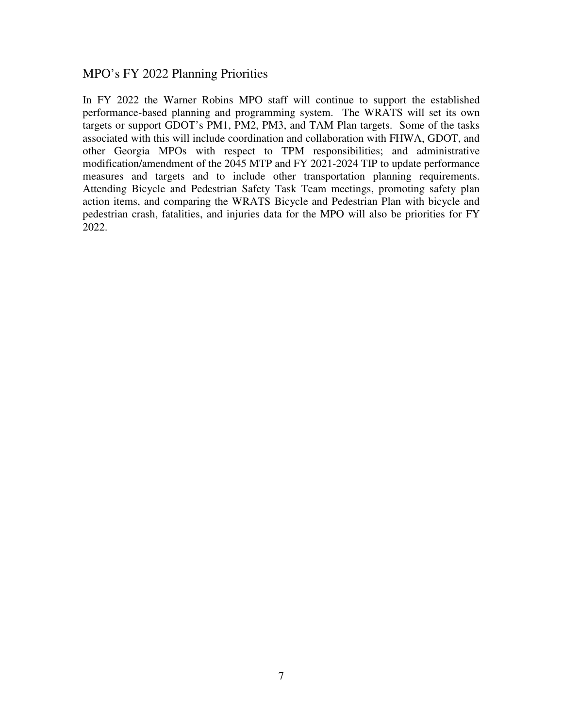## MPO's FY 2022 Planning Priorities

In FY 2022 the Warner Robins MPO staff will continue to support the established performance-based planning and programming system. The WRATS will set its own targets or support GDOT's PM1, PM2, PM3, and TAM Plan targets. Some of the tasks associated with this will include coordination and collaboration with FHWA, GDOT, and other Georgia MPOs with respect to TPM responsibilities; and administrative modification/amendment of the 2045 MTP and FY 2021-2024 TIP to update performance measures and targets and to include other transportation planning requirements. Attending Bicycle and Pedestrian Safety Task Team meetings, promoting safety plan action items, and comparing the WRATS Bicycle and Pedestrian Plan with bicycle and pedestrian crash, fatalities, and injuries data for the MPO will also be priorities for FY 2022.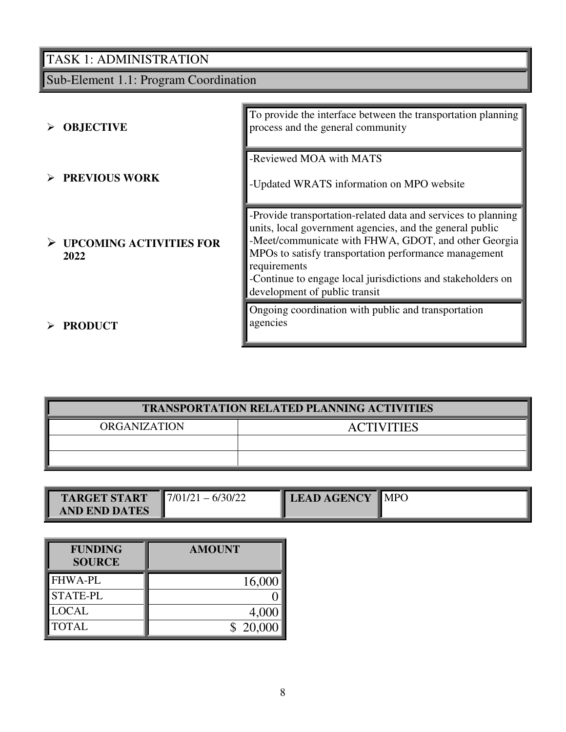# TASK 1: ADMINISTRATION

## Sub-Element 1.1: Program Coordination

| | |
|---|---|
| **OBJECTIVE** | To provide the interface between the transportation planning process and the general community |
| **PREVIOUS WORK** | -Reviewed MOA with MATS<br><br>-Updated WRATS information on MPO website |
| **UPCOMING ACTIVITIES FOR 2022** | -Provide transportation-related data and services to planning units, local government agencies, and the general public<br>-Meet/communicate with FHWA, GDOT, and other Georgia MPOs to satisfy transportation performance management requirements<br>-Continue to engage local jurisdictions and stakeholders on development of public transit |
| **PRODUCT** | Ongoing coordination with public and transportation agencies |

| **TRANSPORTATION RELATED PLANNING ACTIVITIES** | |
|---|---|
| ORGANIZATION | ACTIVITIES |
| | |
| | |

| **TARGET START AND END DATES** | 7/01/21 – 6/30/22 | **LEAD AGENCY** | MPO |
|---|---|---|---|

| **FUNDING SOURCE** | **AMOUNT** |
|---|---|
| FHWA-PL | 16,000 |
| STATE-PL | 0 |
| LOCAL | 4,000 |
| TOTAL | $ 20,000 |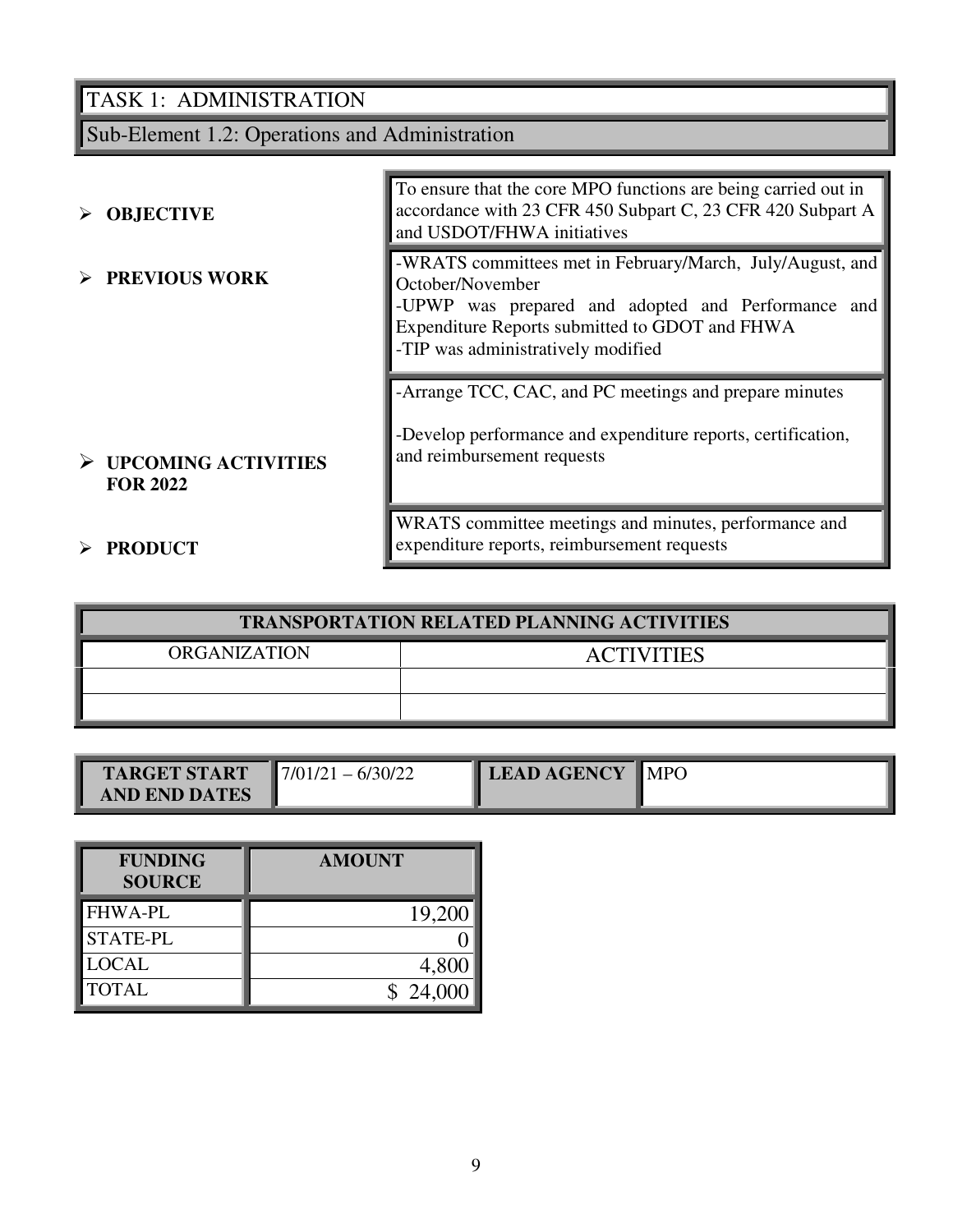# TASK 1: ADMINISTRATION

## Sub-Element 1.2: Operations and Administration

| | |
|---|---|
| **OBJECTIVE** | To ensure that the core MPO functions are being carried out in accordance with 23 CFR 450 Subpart C, 23 CFR 420 Subpart A and USDOT/FHWA initiatives |
| **PREVIOUS WORK** | -WRATS committees met in February/March, July/August, and October/November<br>-UPWP was prepared and adopted and Performance and Expenditure Reports submitted to GDOT and FHWA<br>-TIP was administratively modified |
| **UPCOMING ACTIVITIES FOR 2022** | -Arrange TCC, CAC, and PC meetings and prepare minutes<br>-Develop performance and expenditure reports, certification, and reimbursement requests |
| **PRODUCT** | WRATS committee meetings and minutes, performance and expenditure reports, reimbursement requests |

| TRANSPORTATION RELATED PLANNING ACTIVITIES | |
|---|---|
| ORGANIZATION | ACTIVITIES |
| | |
| | |

| TARGET START AND END DATES | 7/01/21 – 6/30/22 | LEAD AGENCY | MPO |
|---|---|---|---|

| FUNDING SOURCE | AMOUNT |
|---|---|
| FHWA-PL | 19,200 |
| STATE-PL | 0 |
| LOCAL | 4,800 |
| TOTAL | $ 24,000 |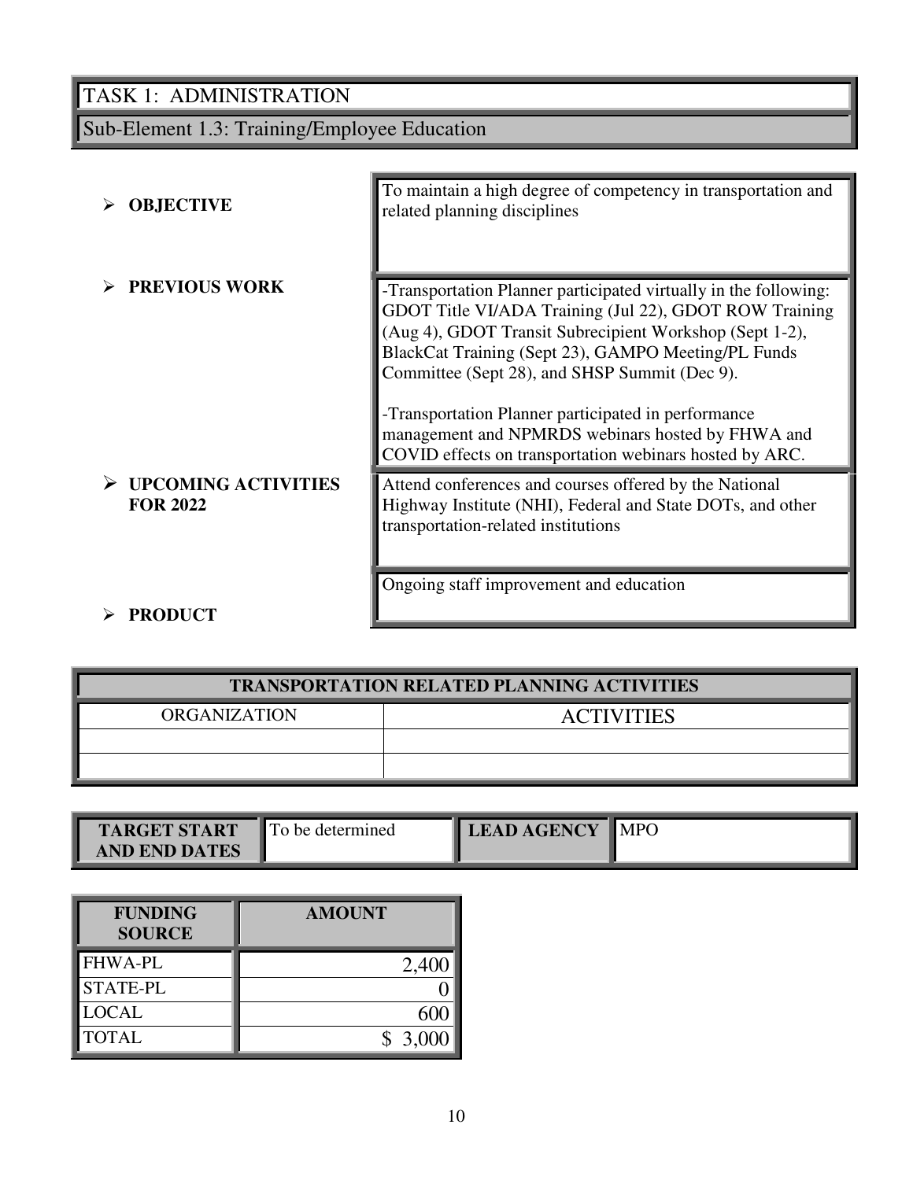# TASK 1: ADMINISTRATION

## Sub-Element 1.3: Training/Employee Education

| | |
|---|---|
| **OBJECTIVE** | To maintain a high degree of competency in transportation and related planning disciplines |
| **PREVIOUS WORK** | -Transportation Planner participated virtually in the following: GDOT Title VI/ADA Training (Jul 22), GDOT ROW Training (Aug 4), GDOT Transit Subrecipient Workshop (Sept 1-2), BlackCat Training (Sept 23), GAMPO Meeting/PL Funds Committee (Sept 28), and SHSP Summit (Dec 9).<br><br>-Transportation Planner participated in performance management and NPMRDS webinars hosted by FHWA and COVID effects on transportation webinars hosted by ARC. |
| **UPCOMING ACTIVITIES FOR 2022** | Attend conferences and courses offered by the National Highway Institute (NHI), Federal and State DOTs, and other transportation-related institutions |
| **PRODUCT** | Ongoing staff improvement and education |

| TRANSPORTATION RELATED PLANNING ACTIVITIES | |
|---|---|
| ORGANIZATION | ACTIVITIES |
| | |
| | |

| TARGET START AND END DATES | To be determined | LEAD AGENCY | MPO |
|---|---|---|---|

| FUNDING SOURCE | AMOUNT |
|---|---|
| FHWA-PL | 2,400 |
| STATE-PL | 0 |
| LOCAL | 600 |
| TOTAL | $ 3,000 |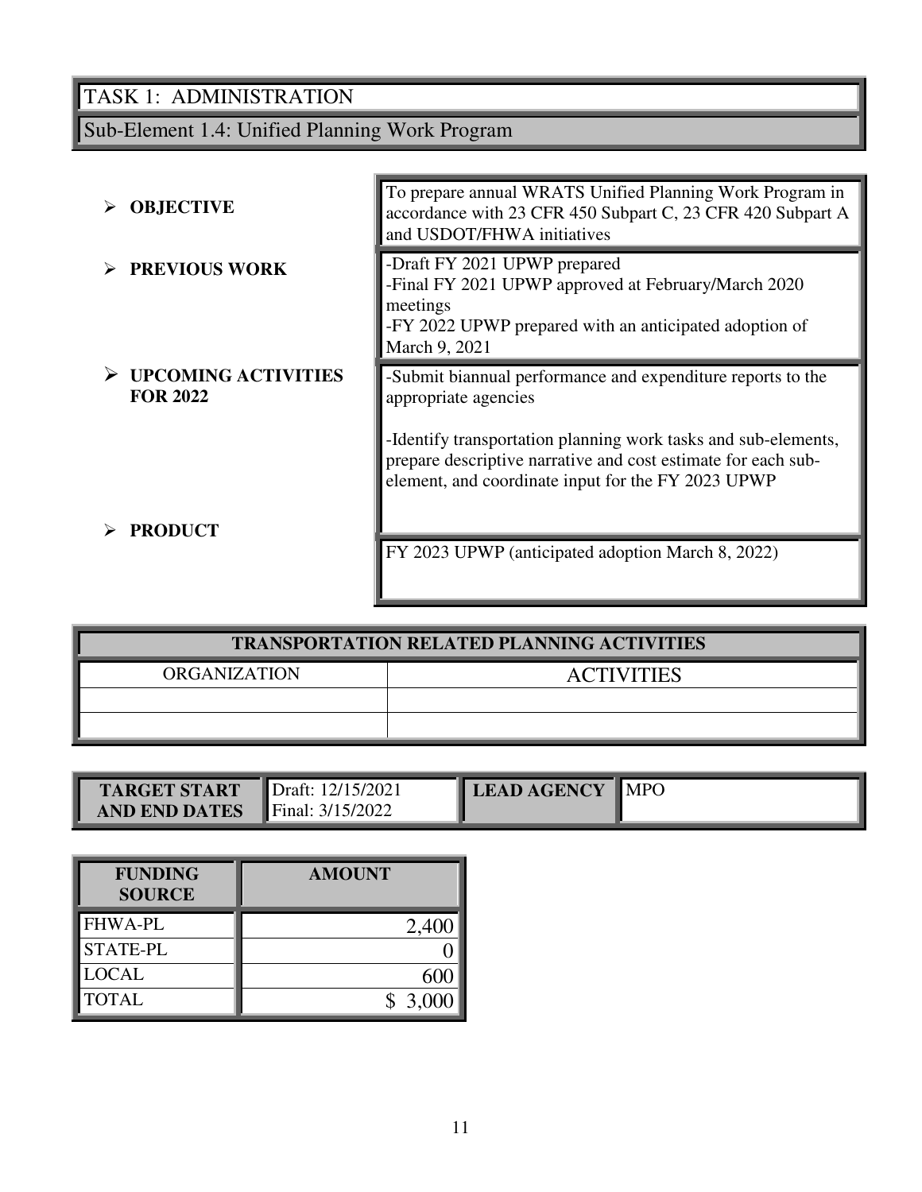## TASK 1: ADMINISTRATION

### Sub-Element 1.4: Unified Planning Work Program

| | |
|---|---|
| **OBJECTIVE** | To prepare annual WRATS Unified Planning Work Program in accordance with 23 CFR 450 Subpart C, 23 CFR 420 Subpart A and USDOT/FHWA initiatives |
| **PREVIOUS WORK** | -Draft FY 2021 UPWP prepared<br>-Final FY 2021 UPWP approved at February/March 2020 meetings<br>-FY 2022 UPWP prepared with an anticipated adoption of March 9, 2021 |
| **UPCOMING ACTIVITIES FOR 2022** | -Submit biannual performance and expenditure reports to the appropriate agencies<br><br>-Identify transportation planning work tasks and sub-elements, prepare descriptive narrative and cost estimate for each sub-element, and coordinate input for the FY 2023 UPWP |
| **PRODUCT** | FY 2023 UPWP (anticipated adoption March 8, 2022) |

| TRANSPORTATION RELATED PLANNING ACTIVITIES | |
|---|---|
| ORGANIZATION | ACTIVITIES |
| | |
| | |

| TARGET START AND END DATES | Draft: 12/15/2021<br>Final: 3/15/2022 | LEAD AGENCY | MPO |
|---|---|---|---|

| FUNDING SOURCE | AMOUNT |
|---|---|
| FHWA-PL | 2,400 |
| STATE-PL | 0 |
| LOCAL | 600 |
| TOTAL | $ 3,000 |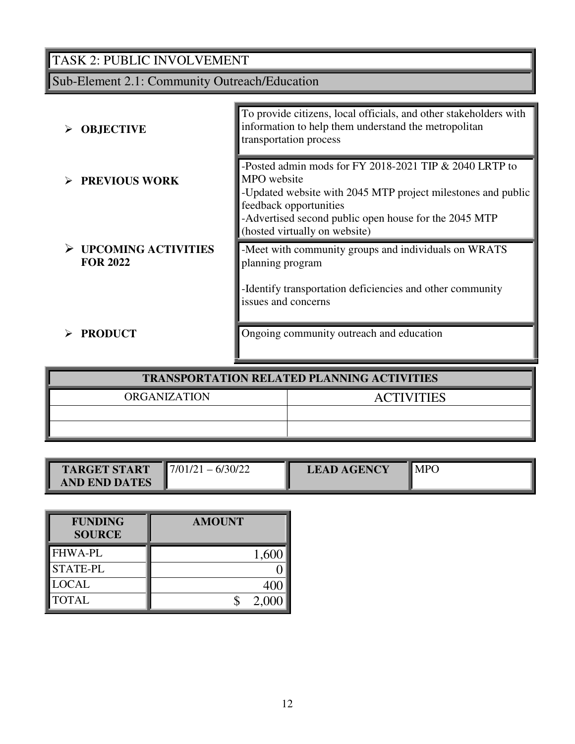# TASK 2: PUBLIC INVOLVEMENT

## Sub-Element 2.1: Community Outreach/Education

| | |
|---|---|
| **OBJECTIVE** | To provide citizens, local officials, and other stakeholders with information to help them understand the metropolitan transportation process |
| **PREVIOUS WORK** | -Posted admin mods for FY 2018-2021 TIP & 2040 LRTP to MPO website<br>-Updated website with 2045 MTP project milestones and public feedback opportunities<br>-Advertised second public open house for the 2045 MTP (hosted virtually on website) |
| **UPCOMING ACTIVITIES FOR 2022** | -Meet with community groups and individuals on WRATS planning program<br><br>-Identify transportation deficiencies and other community issues and concerns |
| **PRODUCT** | Ongoing community outreach and education |

| TRANSPORTATION RELATED PLANNING ACTIVITIES | |
|---|---|
| ORGANIZATION | ACTIVITIES |
| | |
| | |

| TARGET START AND END DATES | 7/01/21 – 6/30/22 | LEAD AGENCY | MPO |
|---|---|---|---|

| FUNDING SOURCE | AMOUNT |
|---|---|
| FHWA-PL | 1,600 |
| STATE-PL | 0 |
| LOCAL | 400 |
| TOTAL | $ 2,000 |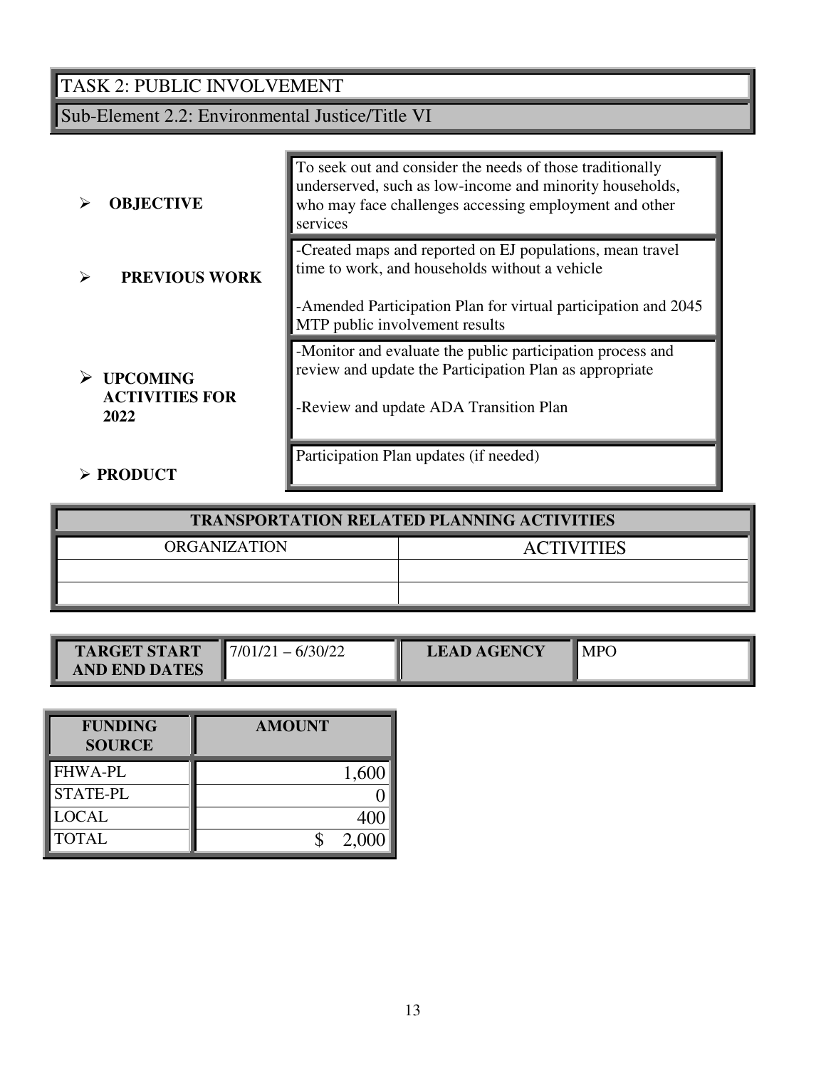## TASK 2: PUBLIC INVOLVEMENT

### Sub-Element 2.2: Environmental Justice/Title VI

| | |
|---|---|
| **OBJECTIVE** | To seek out and consider the needs of those traditionally underserved, such as low-income and minority households, who may face challenges accessing employment and other services |
| **PREVIOUS WORK** | -Created maps and reported on EJ populations, mean travel time to work, and households without a vehicle<br><br>-Amended Participation Plan for virtual participation and 2045 MTP public involvement results |
| **UPCOMING ACTIVITIES FOR 2022** | -Monitor and evaluate the public participation process and review and update the Participation Plan as appropriate<br><br>-Review and update ADA Transition Plan |
| **PRODUCT** | Participation Plan updates (if needed) |

| TRANSPORTATION RELATED PLANNING ACTIVITIES | |
|---|---|
| ORGANIZATION | ACTIVITIES |
| | |
| | |

| TARGET START AND END DATES | 7/01/21 – 6/30/22 | LEAD AGENCY | MPO |
|---|---|---|---|

| FUNDING SOURCE | AMOUNT |
|---|---|
| FHWA-PL | 1,600 |
| STATE-PL | 0 |
| LOCAL | 400 |
| TOTAL | $ 2,000 |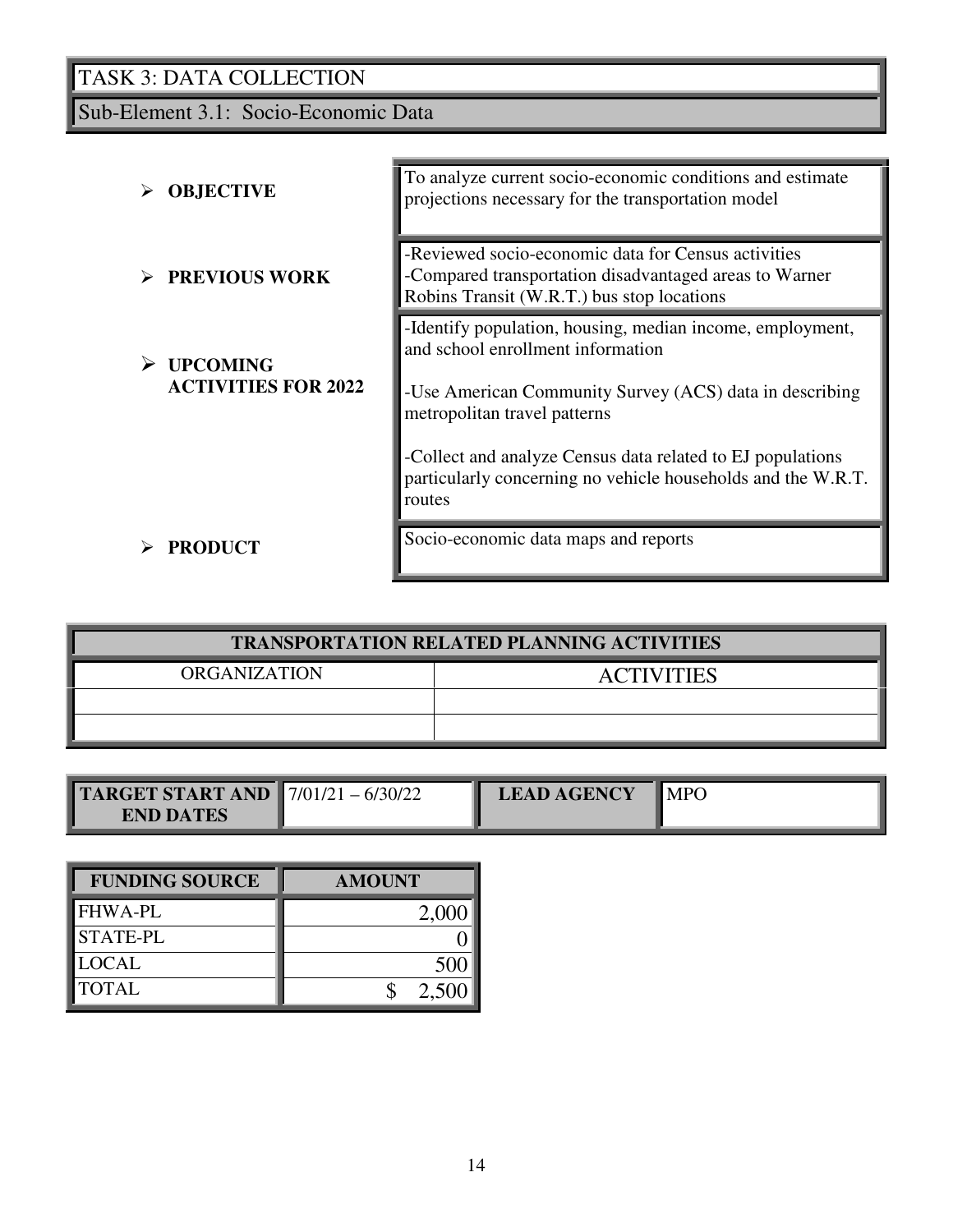# TASK 3: DATA COLLECTION

## Sub-Element 3.1: Socio-Economic Data

| | |
|---|---|
| **OBJECTIVE** | To analyze current socio-economic conditions and estimate projections necessary for the transportation model |
| **PREVIOUS WORK** | -Reviewed socio-economic data for Census activities<br>-Compared transportation disadvantaged areas to Warner Robins Transit (W.R.T.) bus stop locations |
| **UPCOMING ACTIVITIES FOR 2022** | -Identify population, housing, median income, employment, and school enrollment information<br><br>-Use American Community Survey (ACS) data in describing metropolitan travel patterns<br><br>-Collect and analyze Census data related to EJ populations particularly concerning no vehicle households and the W.R.T. routes |
| **PRODUCT** | Socio-economic data maps and reports |

| TRANSPORTATION RELATED PLANNING ACTIVITIES | |
|---|---|
| ORGANIZATION | ACTIVITIES |
| | |
| | |

| TARGET START AND END DATES | 7/01/21 – 6/30/22 | LEAD AGENCY | MPO |
|---|---|---|---|

| FUNDING SOURCE | AMOUNT |
|---|---|
| FHWA-PL | 2,000 |
| STATE-PL | 0 |
| LOCAL | 500 |
| TOTAL | $ 2,500 |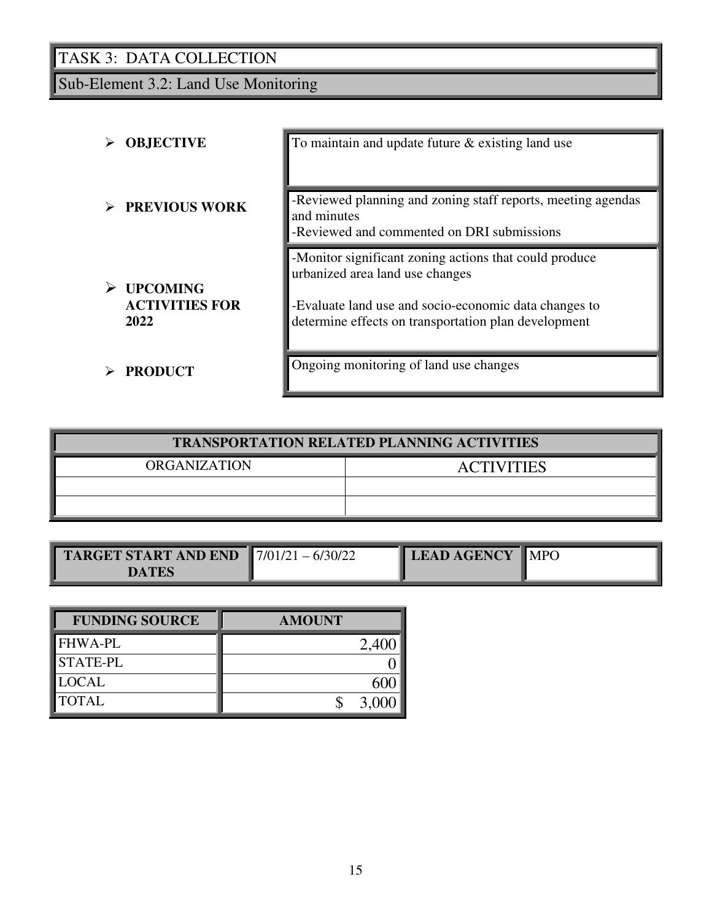# TASK 3: DATA COLLECTION

## Sub-Element 3.2: Land Use Monitoring

| | |
|---|---|
| **OBJECTIVE** | To maintain and update future & existing land use |
| **PREVIOUS WORK** | -Reviewed planning and zoning staff reports, meeting agendas and minutes<br>-Reviewed and commented on DRI submissions |
| **UPCOMING ACTIVITIES FOR 2022** | -Monitor significant zoning actions that could produce urbanized area land use changes<br><br>-Evaluate land use and socio-economic data changes to determine effects on transportation plan development |
| **PRODUCT** | Ongoing monitoring of land use changes |

| TRANSPORTATION RELATED PLANNING ACTIVITIES | |
|---|---|
| ORGANIZATION | ACTIVITIES |
| | |
| | |

| TARGET START AND END DATES | 7/01/21 – 6/30/22 | LEAD AGENCY | MPO |
|---|---|---|---|

| FUNDING SOURCE | AMOUNT |
|---|---|
| FHWA-PL | 2,400 |
| STATE-PL | 0 |
| LOCAL | 600 |
| TOTAL | $ 3,000 |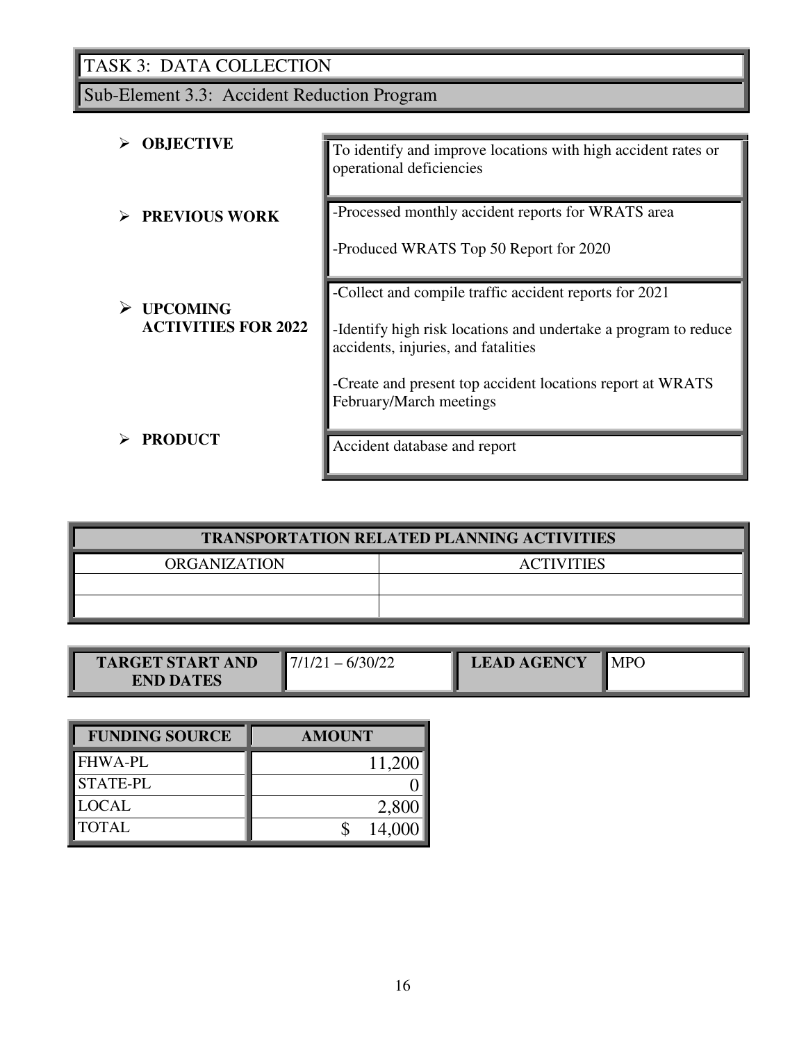# TASK 3: DATA COLLECTION

## Sub-Element 3.3: Accident Reduction Program

- **OBJECTIVE**

  To identify and improve locations with high accident rates or operational deficiencies

- **PREVIOUS WORK**

  -Processed monthly accident reports for WRATS area

  -Produced WRATS Top 50 Report for 2020

- **UPCOMING ACTIVITIES FOR 2022**

  -Collect and compile traffic accident reports for 2021

  -Identify high risk locations and undertake a program to reduce accidents, injuries, and fatalities

  -Create and present top accident locations report at WRATS February/March meetings

- **PRODUCT**

  Accident database and report

| TRANSPORTATION RELATED PLANNING ACTIVITIES | |
|---|---|
| ORGANIZATION | ACTIVITIES |
| | |
| | |

| TARGET START AND END DATES | 7/1/21 – 6/30/22 | LEAD AGENCY | MPO |
|---|---|---|---|

| FUNDING SOURCE | AMOUNT |
|---|---|
| FHWA-PL | 11,200 |
| STATE-PL | 0 |
| LOCAL | 2,800 |
| TOTAL | $ 14,000 |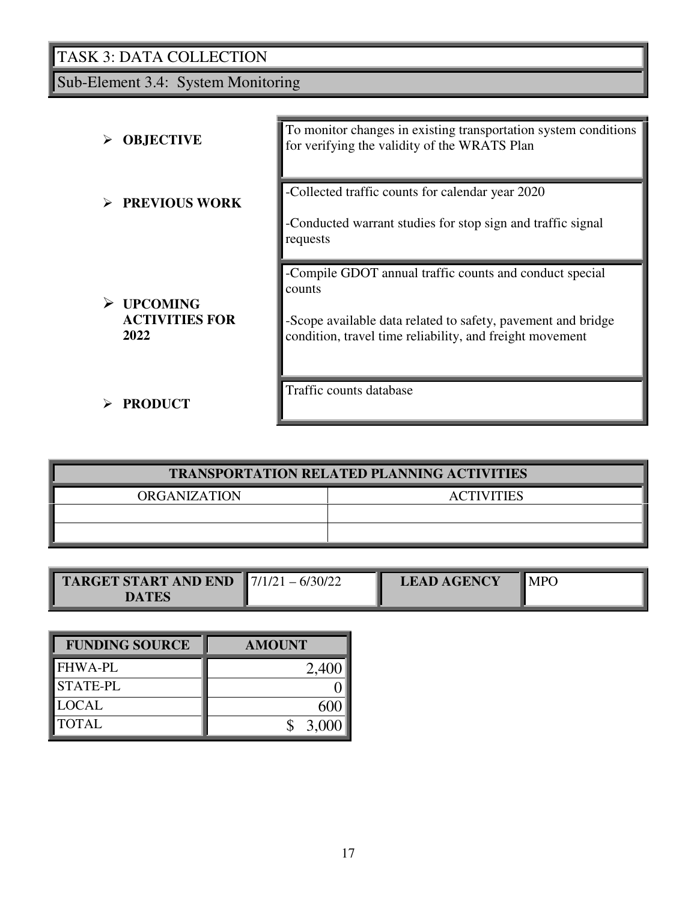# TASK 3: DATA COLLECTION

## Sub-Element 3.4: System Monitoring

| | |
|---|---|
| **OBJECTIVE** | To monitor changes in existing transportation system conditions for verifying the validity of the WRATS Plan |
| **PREVIOUS WORK** | -Collected traffic counts for calendar year 2020<br><br>-Conducted warrant studies for stop sign and traffic signal requests |
| **UPCOMING ACTIVITIES FOR 2022** | -Compile GDOT annual traffic counts and conduct special counts<br><br>-Scope available data related to safety, pavement and bridge condition, travel time reliability, and freight movement |
| **PRODUCT** | Traffic counts database |

| TRANSPORTATION RELATED PLANNING ACTIVITIES | |
|---|---|
| ORGANIZATION | ACTIVITIES |
| | |
| | |

| TARGET START AND END DATES | 7/1/21 – 6/30/22 | LEAD AGENCY | MPO |
|---|---|---|---|

| FUNDING SOURCE | AMOUNT |
|---|---|
| FHWA-PL | 2,400 |
| STATE-PL | 0 |
| LOCAL | 600 |
| TOTAL | $ 3,000 |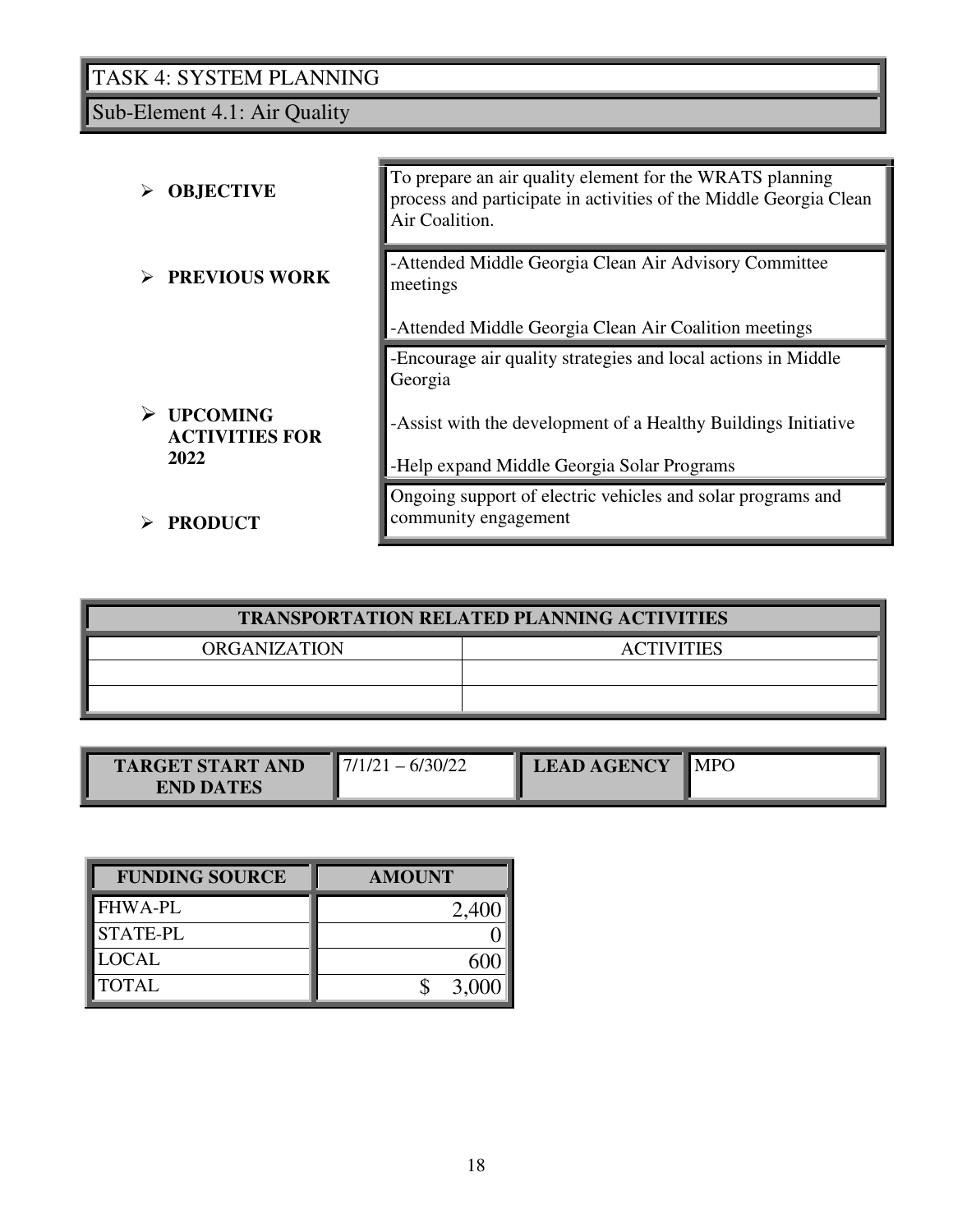# TASK 4: SYSTEM PLANNING

## Sub-Element 4.1: Air Quality

| | |
|---|---|
| **OBJECTIVE** | To prepare an air quality element for the WRATS planning process and participate in activities of the Middle Georgia Clean Air Coalition. |
| **PREVIOUS WORK** | -Attended Middle Georgia Clean Air Advisory Committee meetings<br><br>-Attended Middle Georgia Clean Air Coalition meetings |
| **UPCOMING ACTIVITIES FOR 2022** | -Encourage air quality strategies and local actions in Middle Georgia<br><br>-Assist with the development of a Healthy Buildings Initiative<br><br>-Help expand Middle Georgia Solar Programs |
| **PRODUCT** | Ongoing support of electric vehicles and solar programs and community engagement |

| TRANSPORTATION RELATED PLANNING ACTIVITIES | |
|---|---|
| ORGANIZATION | ACTIVITIES |
| | |
| | |

| TARGET START AND END DATES | 7/1/21 – 6/30/22 | LEAD AGENCY | MPO |
|---|---|---|---|

| FUNDING SOURCE | AMOUNT |
|---|---|
| FHWA-PL | 2,400 |
| STATE-PL | 0 |
| LOCAL | 600 |
| TOTAL | $ 3,000 |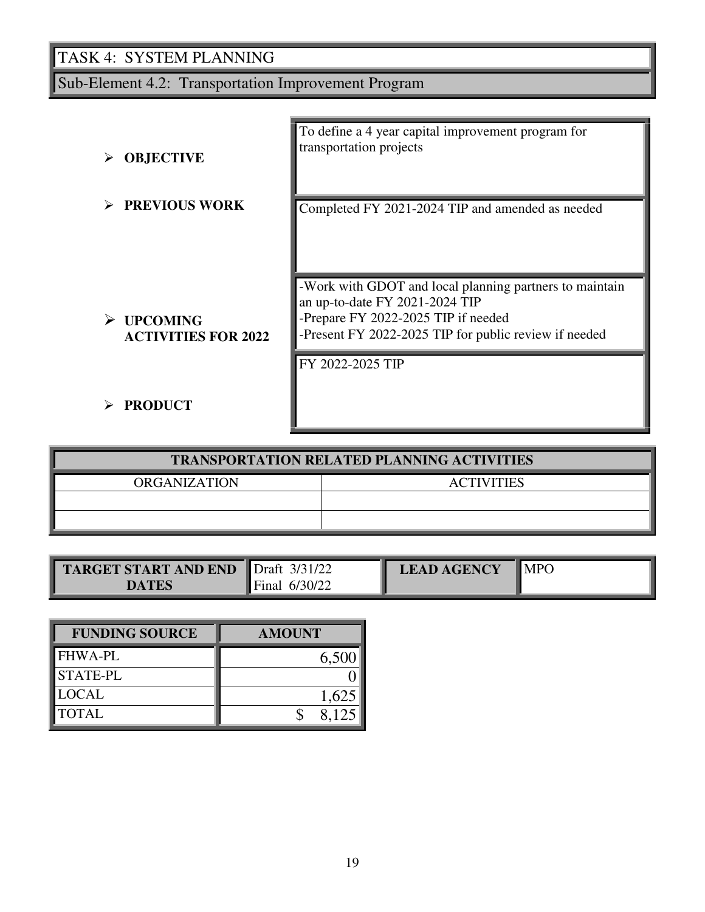# TASK 4: SYSTEM PLANNING

## Sub-Element 4.2: Transportation Improvement Program

- **OBJECTIVE**

  To define a 4 year capital improvement program for transportation projects

- **PREVIOUS WORK**

  Completed FY 2021-2024 TIP and amended as needed

- **UPCOMING ACTIVITIES FOR 2022**

  -Work with GDOT and local planning partners to maintain an up-to-date FY 2021-2024 TIP
  -Prepare FY 2022-2025 TIP if needed
  -Present FY 2022-2025 TIP for public review if needed

- **PRODUCT**

  FY 2022-2025 TIP

| **TRANSPORTATION RELATED PLANNING ACTIVITIES** | |
|---|---|
| ORGANIZATION | ACTIVITIES |
| | |
| | |

| **TARGET START AND END DATES** | Draft 3/31/22<br>Final 6/30/22 | **LEAD AGENCY** | MPO |
|---|---|---|---|

| **FUNDING SOURCE** | **AMOUNT** |
|---|---|
| FHWA-PL | 6,500 |
| STATE-PL | 0 |
| LOCAL | 1,625 |
| TOTAL | $ 8,125 |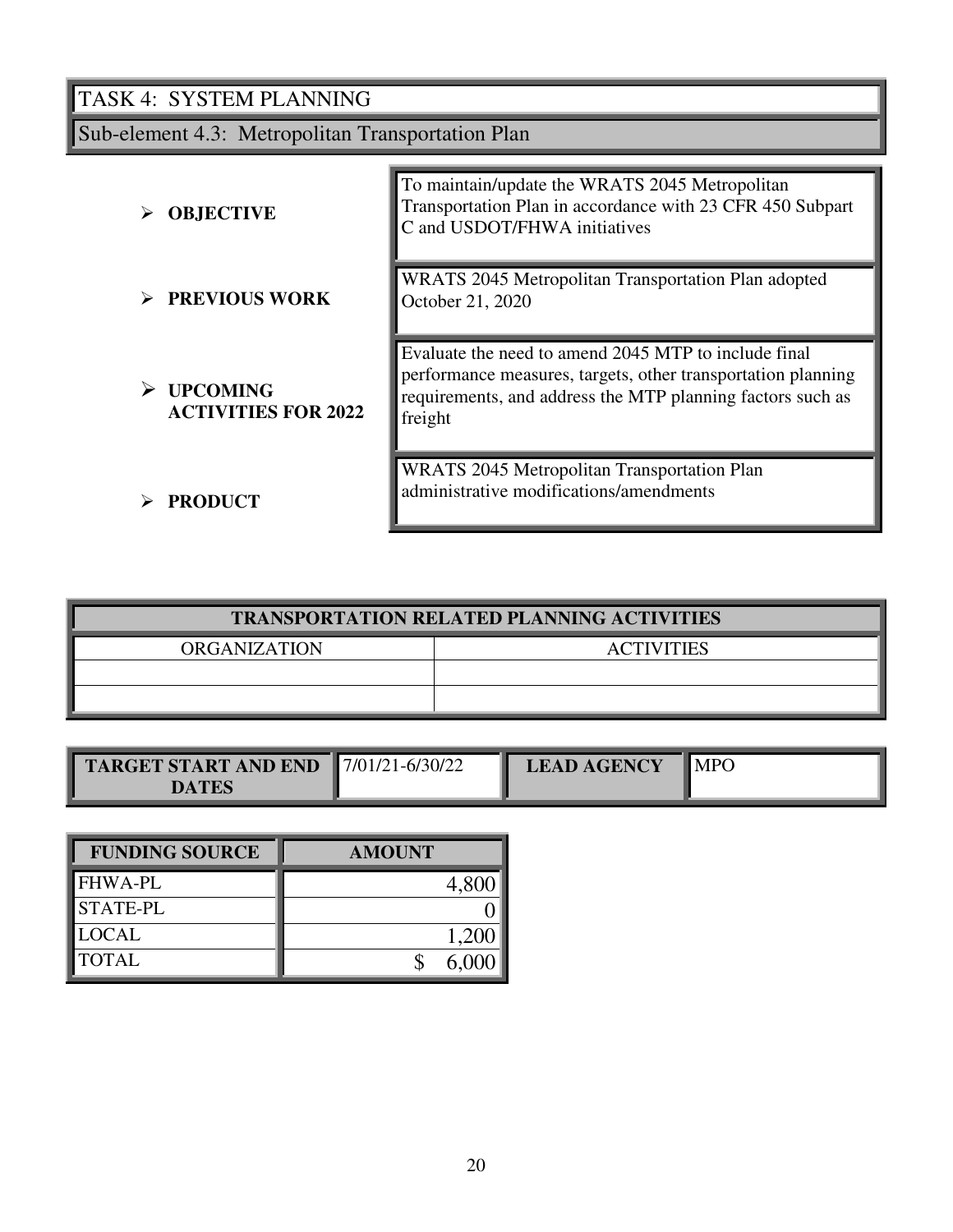# TASK 4: SYSTEM PLANNING

## Sub-element 4.3: Metropolitan Transportation Plan

| | |
|---|---|
| **OBJECTIVE** | To maintain/update the WRATS 2045 Metropolitan Transportation Plan in accordance with 23 CFR 450 Subpart C and USDOT/FHWA initiatives |
| **PREVIOUS WORK** | WRATS 2045 Metropolitan Transportation Plan adopted October 21, 2020 |
| **UPCOMING ACTIVITIES FOR 2022** | Evaluate the need to amend 2045 MTP to include final performance measures, targets, other transportation planning requirements, and address the MTP planning factors such as freight |
| **PRODUCT** | WRATS 2045 Metropolitan Transportation Plan administrative modifications/amendments |

| **TRANSPORTATION RELATED PLANNING ACTIVITIES** | |
|---|---|
| ORGANIZATION | ACTIVITIES |
| | |
| | |

| **TARGET START AND END DATES** | 7/01/21-6/30/22 | **LEAD AGENCY** | MPO |
|---|---|---|---|

| **FUNDING SOURCE** | **AMOUNT** |
|---|---:|
| FHWA-PL | 4,800 |
| STATE-PL | 0 |
| LOCAL | 1,200 |
| TOTAL | $ 6,000 |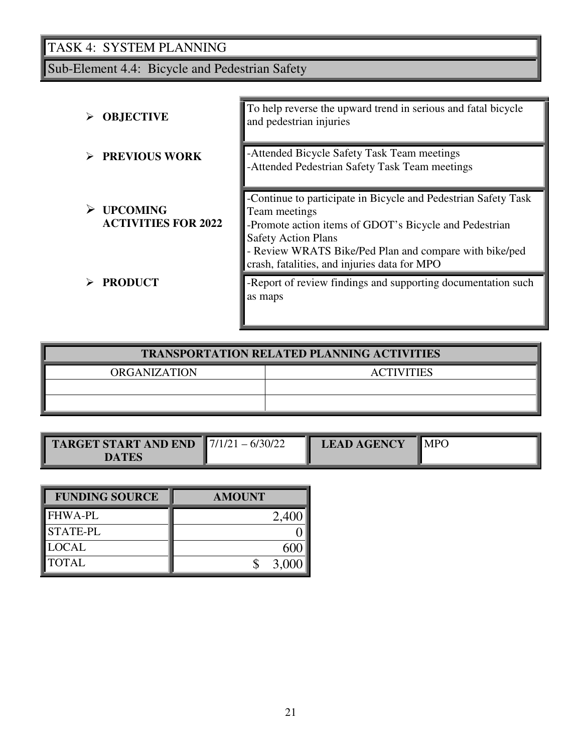# TASK 4: SYSTEM PLANNING

## Sub-Element 4.4: Bicycle and Pedestrian Safety

| | |
|---|---|
| **OBJECTIVE** | To help reverse the upward trend in serious and fatal bicycle and pedestrian injuries |
| **PREVIOUS WORK** | -Attended Bicycle Safety Task Team meetings<br>-Attended Pedestrian Safety Task Team meetings |
| **UPCOMING ACTIVITIES FOR 2022** | -Continue to participate in Bicycle and Pedestrian Safety Task Team meetings<br>-Promote action items of GDOT's Bicycle and Pedestrian Safety Action Plans<br>- Review WRATS Bike/Ped Plan and compare with bike/ped crash, fatalities, and injuries data for MPO |
| **PRODUCT** | -Report of review findings and supporting documentation such as maps |

| TRANSPORTATION RELATED PLANNING ACTIVITIES | |
|---|---|
| ORGANIZATION | ACTIVITIES |
| | |
| | |

| TARGET START AND END DATES | 7/1/21 – 6/30/22 | LEAD AGENCY | MPO |
|---|---|---|---|

| FUNDING SOURCE | AMOUNT |
|---|---|
| FHWA-PL | 2,400 |
| STATE-PL | 0 |
| LOCAL | 600 |
| TOTAL | $ 3,000 |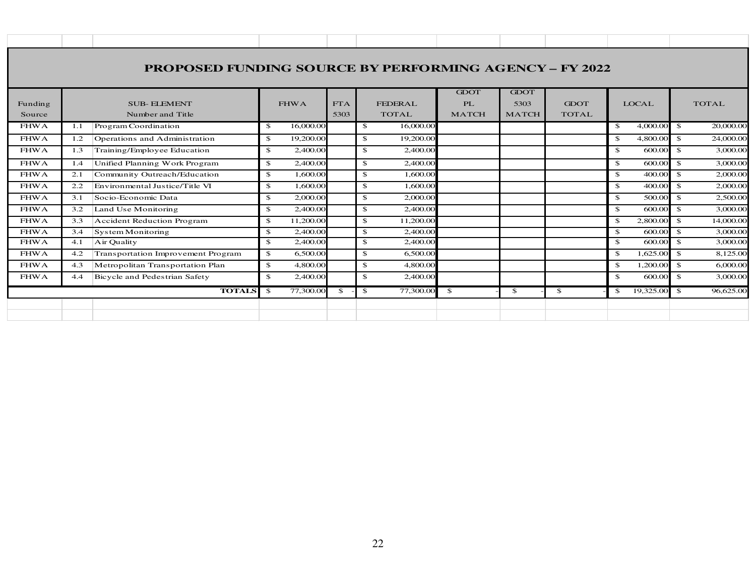# PROPOSED FUNDING SOURCE BY PERFORMING AGENCY – FY 2022

| Funding Source | SUB- ELEMENT Number and Title | | FHWA | FTA 5303 | FEDERAL TOTAL | GDOT PL MATCH | GDOT 5303 MATCH | GDOT TOTAL | LOCAL | TOTAL |
|---|---|---|---|---|---|---|---|---|---|---|
| FHWA | 1.1 | Program Coordination | $ 16,000.00 | | $ 16,000.00 | | | | $ 4,000.00 | $ 20,000.00 |
| FHWA | 1.2 | Operations and Administration | $ 19,200.00 | | $ 19,200.00 | | | | $ 4,800.00 | $ 24,000.00 |
| FHWA | 1.3 | Training/Employee Education | $ 2,400.00 | | $ 2,400.00 | | | | $ 600.00 | $ 3,000.00 |
| FHWA | 1.4 | Unified Planning Work Program | $ 2,400.00 | | $ 2,400.00 | | | | $ 600.00 | $ 3,000.00 |
| FHWA | 2.1 | Community Outreach/Education | $ 1,600.00 | | $ 1,600.00 | | | | $ 400.00 | $ 2,000.00 |
| FHWA | 2.2 | Environmental Justice/Title VI | $ 1,600.00 | | $ 1,600.00 | | | | $ 400.00 | $ 2,000.00 |
| FHWA | 3.1 | Socio-Economic Data | $ 2,000.00 | | $ 2,000.00 | | | | $ 500.00 | $ 2,500.00 |
| FHWA | 3.2 | Land Use Monitoring | $ 2,400.00 | | $ 2,400.00 | | | | $ 600.00 | $ 3,000.00 |
| FHWA | 3.3 | Accident Reduction Program | $ 11,200.00 | | $ 11,200.00 | | | | $ 2,800.00 | $ 14,000.00 |
| FHWA | 3.4 | System Monitoring | $ 2,400.00 | | $ 2,400.00 | | | | $ 600.00 | $ 3,000.00 |
| FHWA | 4.1 | Air Quality | $ 2,400.00 | | $ 2,400.00 | | | | $ 600.00 | $ 3,000.00 |
| FHWA | 4.2 | Transportation Improvement Program | $ 6,500.00 | | $ 6,500.00 | | | | $ 1,625.00 | $ 8,125.00 |
| FHWA | 4.3 | Metropolitan Transportation Plan | $ 4,800.00 | | $ 4,800.00 | | | | $ 1,200.00 | $ 6,000.00 |
| FHWA | 4.4 | Bicycle and Pedestrian Safety | $ 2,400.00 | | $ 2,400.00 | | | | $ 600.00 | $ 3,000.00 |
| | | **TOTALS** | $ 77,300.00 | $ - | $ 77,300.00 | $ - | $ - | $ - | $ 19,325.00 | $ 96,625.00 |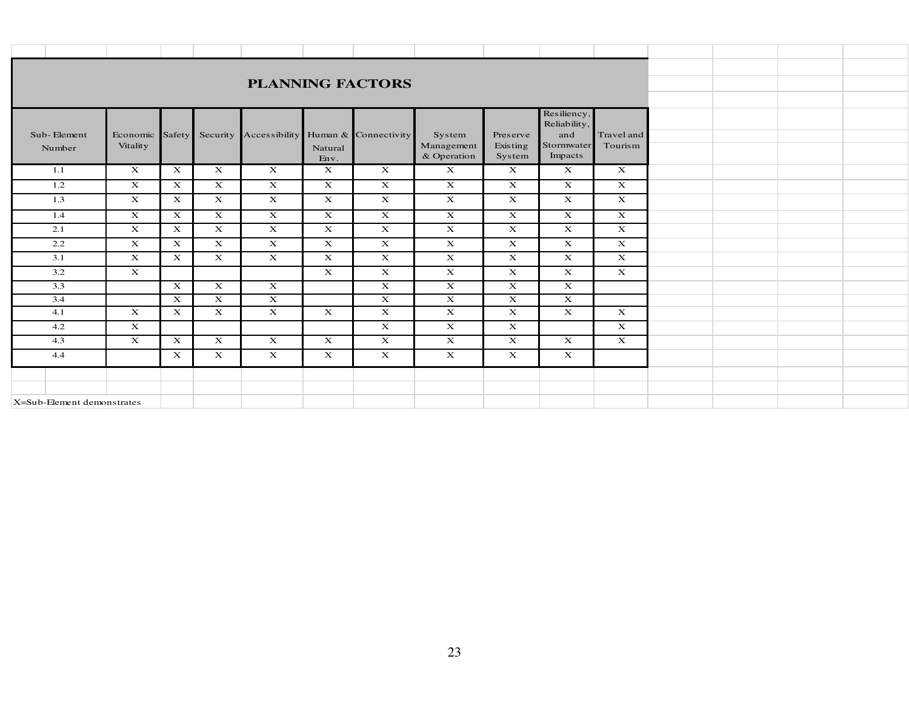## PLANNING FACTORS

| Sub-Element Number | Economic Vitality | Safety | Security | Accessibility | Human & Natural Env. | Connectivity | System Management & Operation | Preserve Existing System | Resiliency, Reliability, and Stormwater Impacts | Travel and Tourism |
|---|---|---|---|---|---|---|---|---|---|---|
| 1.1 | X | X | X | X | X | X | X | X | X | X |
| 1.2 | X | X | X | X | X | X | X | X | X | X |
| 1.3 | X | X | X | X | X | X | X | X | X | X |
| 1.4 | X | X | X | X | X | X | X | X | X | X |
| 2.1 | X | X | X | X | X | X | X | X | X | X |
| 2.2 | X | X | X | X | X | X | X | X | X | X |
| 3.1 | X | X | X | X | X | X | X | X | X | X |
| 3.2 | X | | | | X | X | X | X | X | X |
| 3.3 | | X | X | X | | X | X | X | X | |
| 3.4 | | X | X | X | | X | X | X | X | |
| 4.1 | X | X | X | X | X | X | X | X | X | X |
| 4.2 | X | | | | | X | X | X | | X |
| 4.3 | X | X | X | X | X | X | X | X | X | X |
| 4.4 | | X | X | X | X | X | X | X | X | |

X=Sub-Element demonstrates